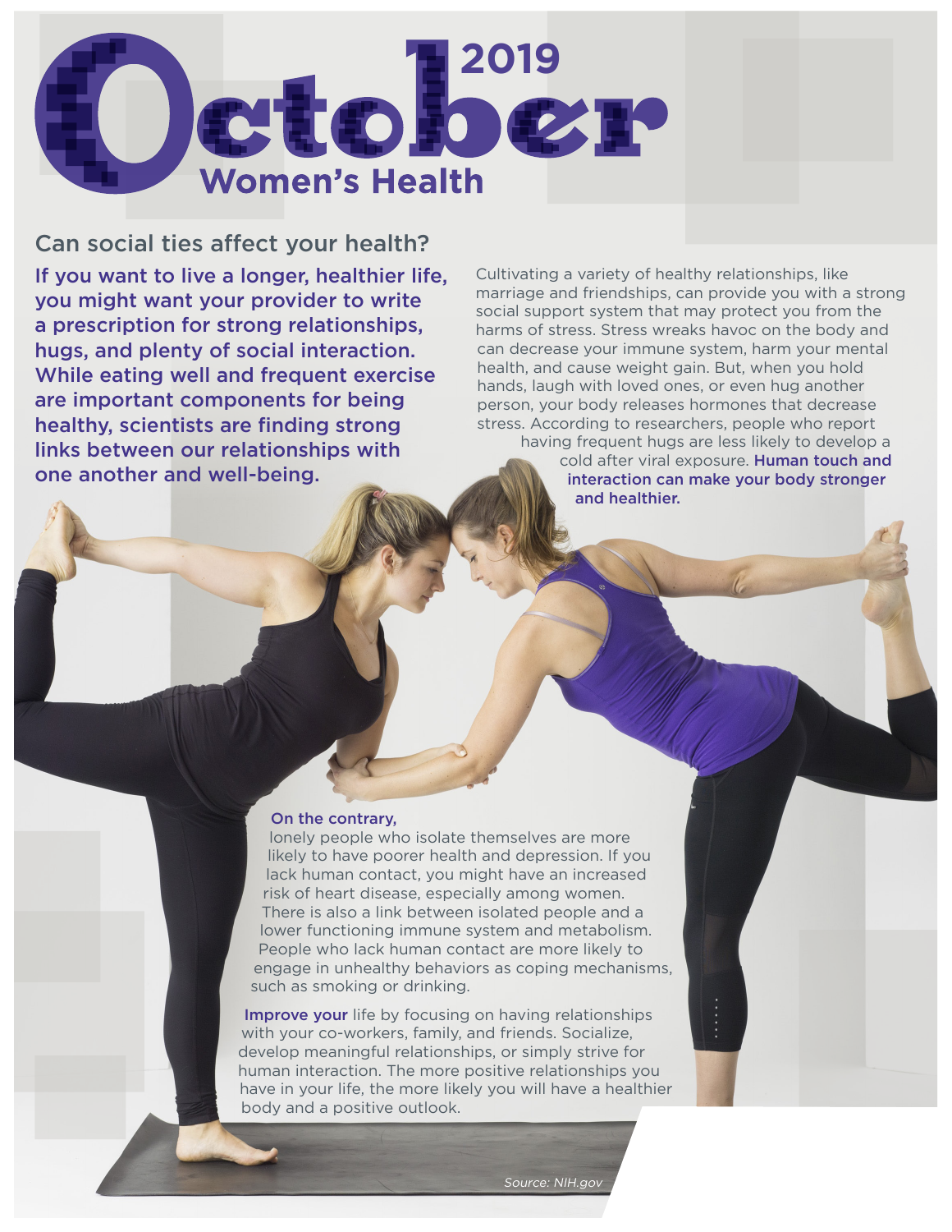# October 2019

## Women's Health

### Can social ties affect your health?

**If you want to live a longer, healthier life, you might want your provider to write a prescription for strong relationships, hugs, and plenty of social interaction. While eating well and frequent exercise are important components for being healthy, scientists are finding strong links between our relationships with one another and well-being.**

Cultivating a variety of healthy relationships, like marriage and friendships, can provide you with a strong social support system that may protect you from the harms of stress. Stress wreaks havoc on the body and can decrease your immune system, harm your mental health, and cause weight gain. But, when you hold hands, laugh with loved ones, or even hug another person, your body releases hormones that decrease stress. According to researchers, people who report having frequent hugs are less likely to develop a cold after viral exposure. **Human touch and interaction can make your body stronger and healthier.**

**On the contrary,** lonely people who isolate themselves are more likely to have poorer health and depression. If you lack human contact, you might have an increased risk of heart disease, especially among women. There is also a link between isolated people and a lower functioning immune system and metabolism. People who lack human contact are more likely to engage in unhealthy behaviors as coping mechanisms, such as smoking or drinking.

**Improve your** life by focusing on having relationships with your co-workers, family, and friends. Socialize, develop meaningful relationships, or simply strive for human interaction. The more positive relationships you have in your life, the more likely you will have a healthier body and a positive outlook.

*Source: NIH.gov*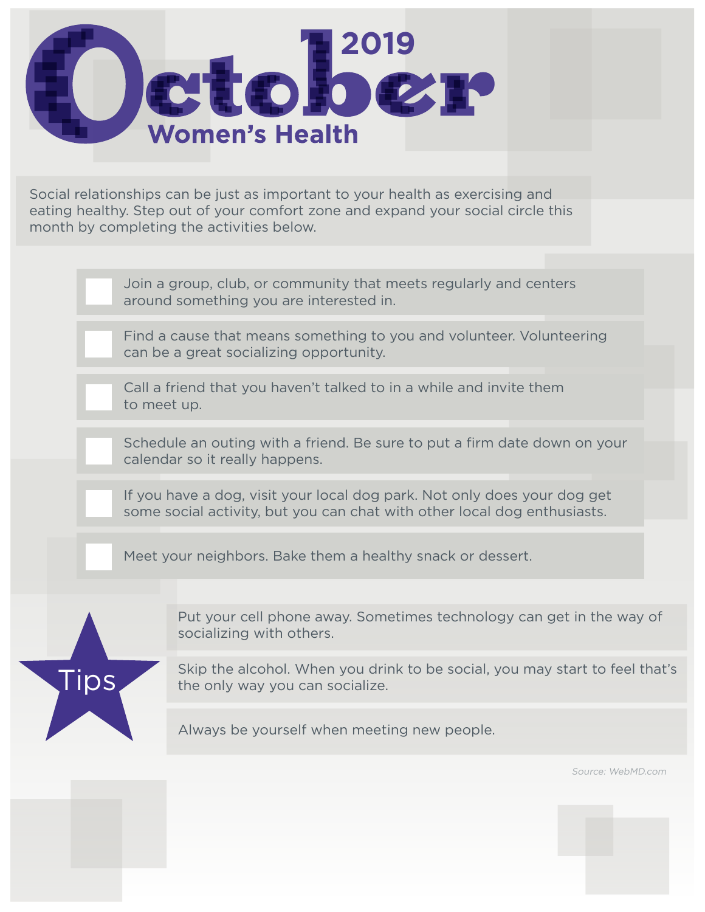# October 2019

## Women's Health

Social relationships can be just as important to your health as exercising and eating healthy. Step out of your comfort zone and expand your social circle this month by completing the activities below.

- [ ] Join a group, club, or community that meets regularly and centers around something you are interested in.
- [ ] Find a cause that means something to you and volunteer. Volunteering can be a great socializing opportunity.
- [ ] Call a friend that you haven't talked to in a while and invite them to meet up.
- [ ] Schedule an outing with a friend. Be sure to put a firm date down on your calendar so it really happens.
- [ ] If you have a dog, visit your local dog park. Not only does your dog get some social activity, but you can chat with other local dog enthusiasts.
- [ ] Meet your neighbors. Bake them a healthy snack or dessert.

### Tips

- Put your cell phone away. Sometimes technology can get in the way of socializing with others.
- Skip the alcohol. When you drink to be social, you may start to feel that's the only way you can socialize.
- Always be yourself when meeting new people.

*Source: WebMD.com*